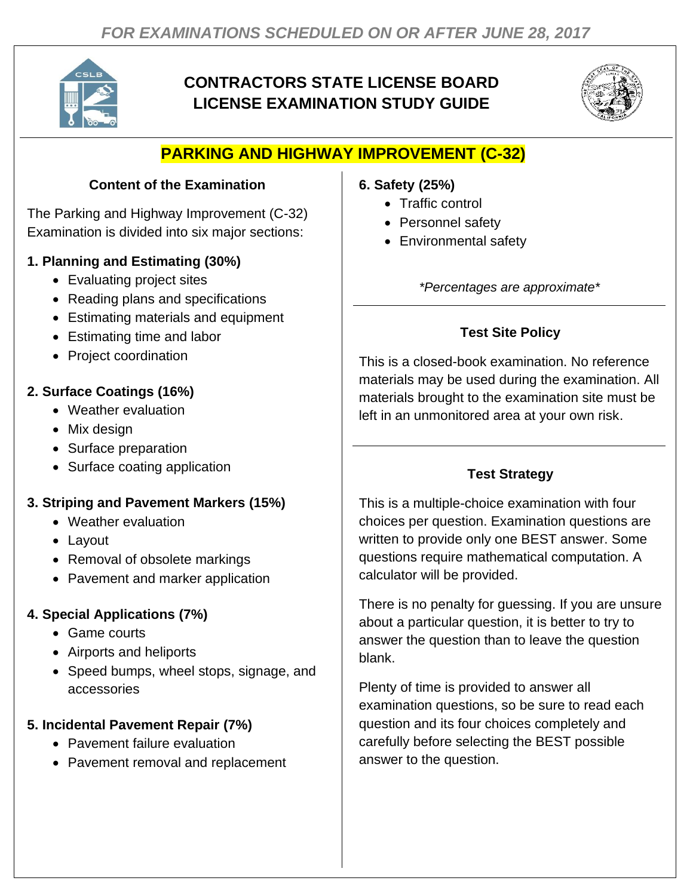*FOR EXAMINATIONS SCHEDULED ON OR AFTER JUNE 28, 2017*

# CONTRACTORS STATE LICENSE BOARD LICENSE EXAMINATION STUDY GUIDE

## PARKING AND HIGHWAY IMPROVEMENT (C-32)

### Content of the Examination

The Parking and Highway Improvement (C-32) Examination is divided into six major sections:

**1. Planning and Estimating (30%)**

- Evaluating project sites
- Reading plans and specifications
- Estimating materials and equipment
- Estimating time and labor
- Project coordination

**2. Surface Coatings (16%)**

- Weather evaluation
- Mix design
- Surface preparation
- Surface coating application

**3. Striping and Pavement Markers (15%)**

- Weather evaluation
- Layout
- Removal of obsolete markings
- Pavement and marker application

**4. Special Applications (7%)**

- Game courts
- Airports and heliports
- Speed bumps, wheel stops, signage, and accessories

**5. Incidental Pavement Repair (7%)**

- Pavement failure evaluation
- Pavement removal and replacement

**6. Safety (25%)**

- Traffic control
- Personnel safety
- Environmental safety

*\*Percentages are approximate\**

### Test Site Policy

This is a closed-book examination. No reference materials may be used during the examination. All materials brought to the examination site must be left in an unmonitored area at your own risk.

### Test Strategy

This is a multiple-choice examination with four choices per question. Examination questions are written to provide only one BEST answer. Some questions require mathematical computation. A calculator will be provided.

There is no penalty for guessing. If you are unsure about a particular question, it is better to try to answer the question than to leave the question blank.

Plenty of time is provided to answer all examination questions, so be sure to read each question and its four choices completely and carefully before selecting the BEST possible answer to the question.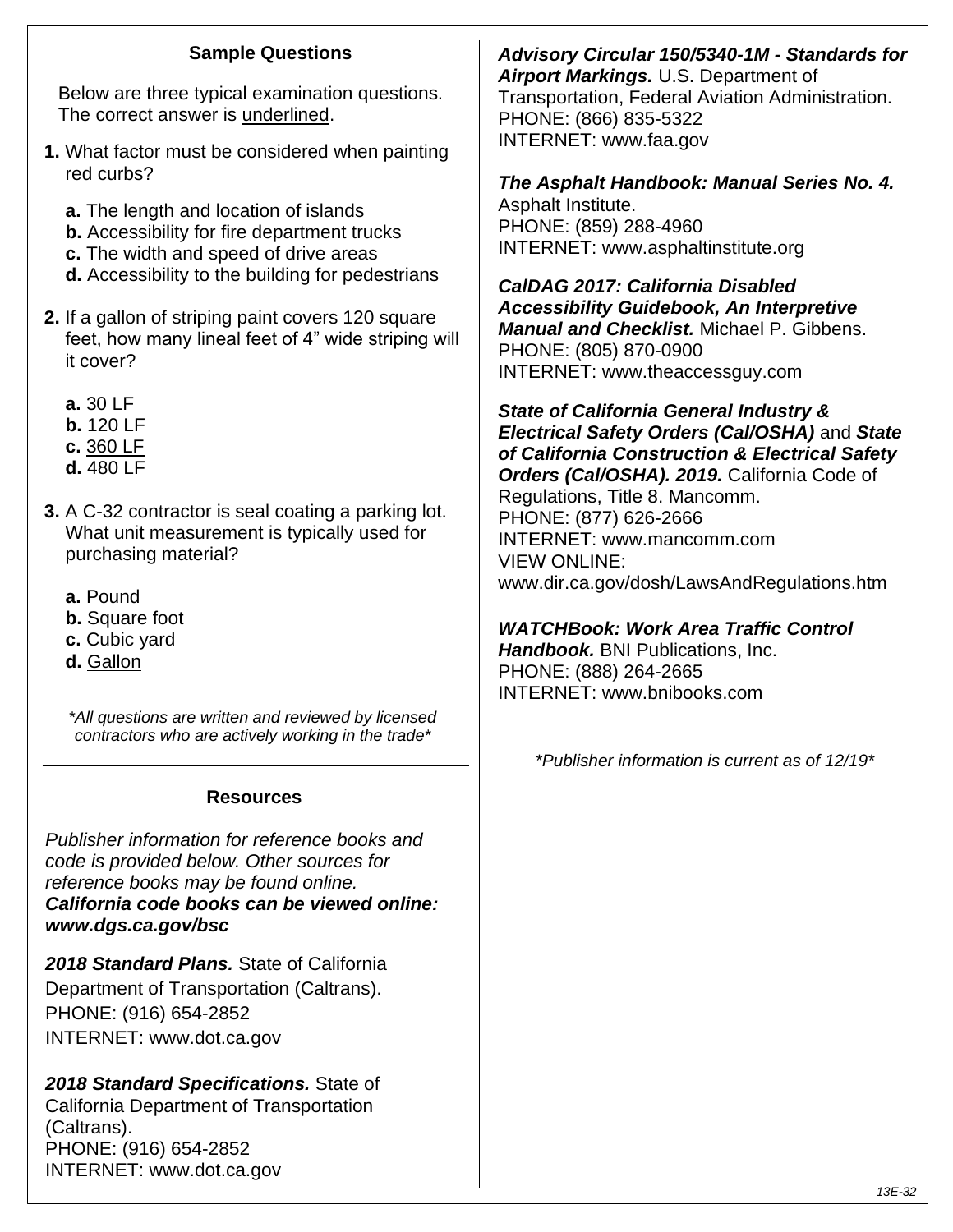## Sample Questions

Below are three typical examination questions. The correct answer is <u>underlined</u>.

**1.** What factor must be considered when painting red curbs?

**a.** The length and location of islands
**b.** <u>Accessibility for fire department trucks</u>
**c.** The width and speed of drive areas
**d.** Accessibility to the building for pedestrians

**2.** If a gallon of striping paint covers 120 square feet, how many lineal feet of 4" wide striping will it cover?

**a.** 30 LF
**b.** 120 LF
**c.** <u>360 LF</u>
**d.** 480 LF

**3.** A C-32 contractor is seal coating a parking lot. What unit measurement is typically used for purchasing material?

**a.** Pound
**b.** Square foot
**c.** Cubic yard
**d.** <u>Gallon</u>

*\*All questions are written and reviewed by licensed contractors who are actively working in the trade\**

## Resources

*Publisher information for reference books and code is provided below. Other sources for reference books may be found online.*
***California code books can be viewed online: www.dgs.ca.gov/bsc***

***2018 Standard Plans.*** State of California Department of Transportation (Caltrans).
PHONE: (916) 654-2852
INTERNET: www.dot.ca.gov

***2018 Standard Specifications.*** State of California Department of Transportation (Caltrans).
PHONE: (916) 654-2852
INTERNET: www.dot.ca.gov

***Advisory Circular 150/5340-1M - Standards for Airport Markings.*** U.S. Department of Transportation, Federal Aviation Administration.
PHONE: (866) 835-5322
INTERNET: www.faa.gov

***The Asphalt Handbook: Manual Series No. 4.*** Asphalt Institute.
PHONE: (859) 288-4960
INTERNET: www.asphaltinstitute.org

***CalDAG 2017: California Disabled Accessibility Guidebook, An Interpretive Manual and Checklist.*** Michael P. Gibbens.
PHONE: (805) 870-0900
INTERNET: www.theaccessguy.com

***State of California General Industry & Electrical Safety Orders (Cal/OSHA)*** and ***State of California Construction & Electrical Safety Orders (Cal/OSHA). 2019.*** California Code of Regulations, Title 8. Mancomm.
PHONE: (877) 626-2666
INTERNET: www.mancomm.com
VIEW ONLINE:
www.dir.ca.gov/dosh/LawsAndRegulations.htm

***WATCHBook: Work Area Traffic Control Handbook.*** BNI Publications, Inc.
PHONE: (888) 264-2665
INTERNET: www.bnibooks.com

*\*Publisher information is current as of 12/19\**